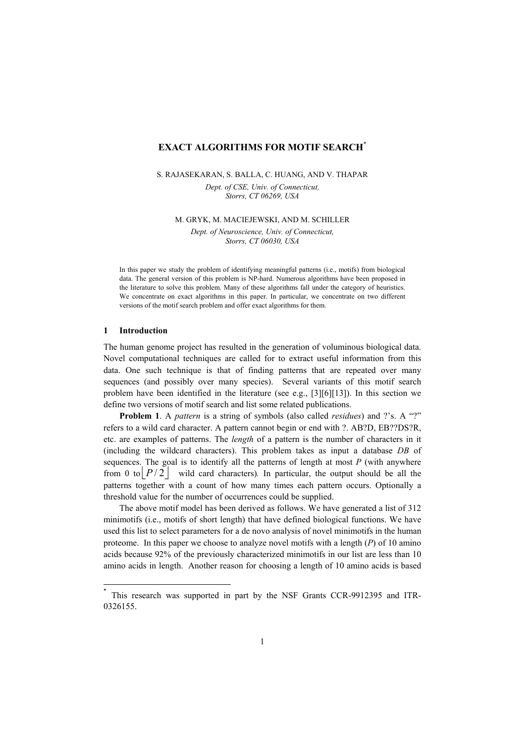# EXACT ALGORITHMS FOR MOTIF SEARCH*

S. RAJASEKARAN, S. BALLA, C. HUANG, AND V. THAPAR

*Dept. of CSE, Univ. of Connecticut,*
*Storrs, CT 06269, USA*

M. GRYK, M. MACIEJEWSKI, AND M. SCHILLER

*Dept. of Neuroscience, Univ. of Connecticut,*
*Storrs, CT 06030, USA*

In this paper we study the problem of identifying meaningful patterns (i.e., motifs) from biological data. The general version of this problem is NP-hard. Numerous algorithms have been proposed in the literature to solve this problem. Many of these algorithms fall under the category of heuristics. We concentrate on exact algorithms in this paper. In particular, we concentrate on two different versions of the motif search problem and offer exact algorithms for them.

## 1 Introduction

The human genome project has resulted in the generation of voluminous biological data. Novel computational techniques are called for to extract useful information from this data. One such technique is that of finding patterns that are repeated over many sequences (and possibly over many species). Several variants of this motif search problem have been identified in the literature (see e.g., [3][6][13]). In this section we define two versions of motif search and list some related publications.

**Problem 1**. A *pattern* is a string of symbols (also called *residues*) and ?'s. A "?" refers to a wild card character. A pattern cannot begin or end with ?. AB?D, EB??DS?R, etc. are examples of patterns. The *length* of a pattern is the number of characters in it (including the wildcard characters). This problem takes as input a database *DB* of sequences. The goal is to identify all the patterns of length at most *P* (with anywhere from 0 to $\lfloor P/2 \rfloor$ wild card characters). In particular, the output should be all the patterns together with a count of how many times each pattern occurs. Optionally a threshold value for the number of occurrences could be supplied.

The above motif model has been derived as follows. We have generated a list of 312 minimotifs (i.e., motifs of short length) that have defined biological functions. We have used this list to select parameters for a de novo analysis of novel minimotifs in the human proteome. In this paper we choose to analyze novel motifs with a length (*P*) of 10 amino acids because 92% of the previously characterized minimotifs in our list are less than 10 amino acids in length. Another reason for choosing a length of 10 amino acids is based

* This research was supported in part by the NSF Grants CCR-9912395 and ITR-0326155.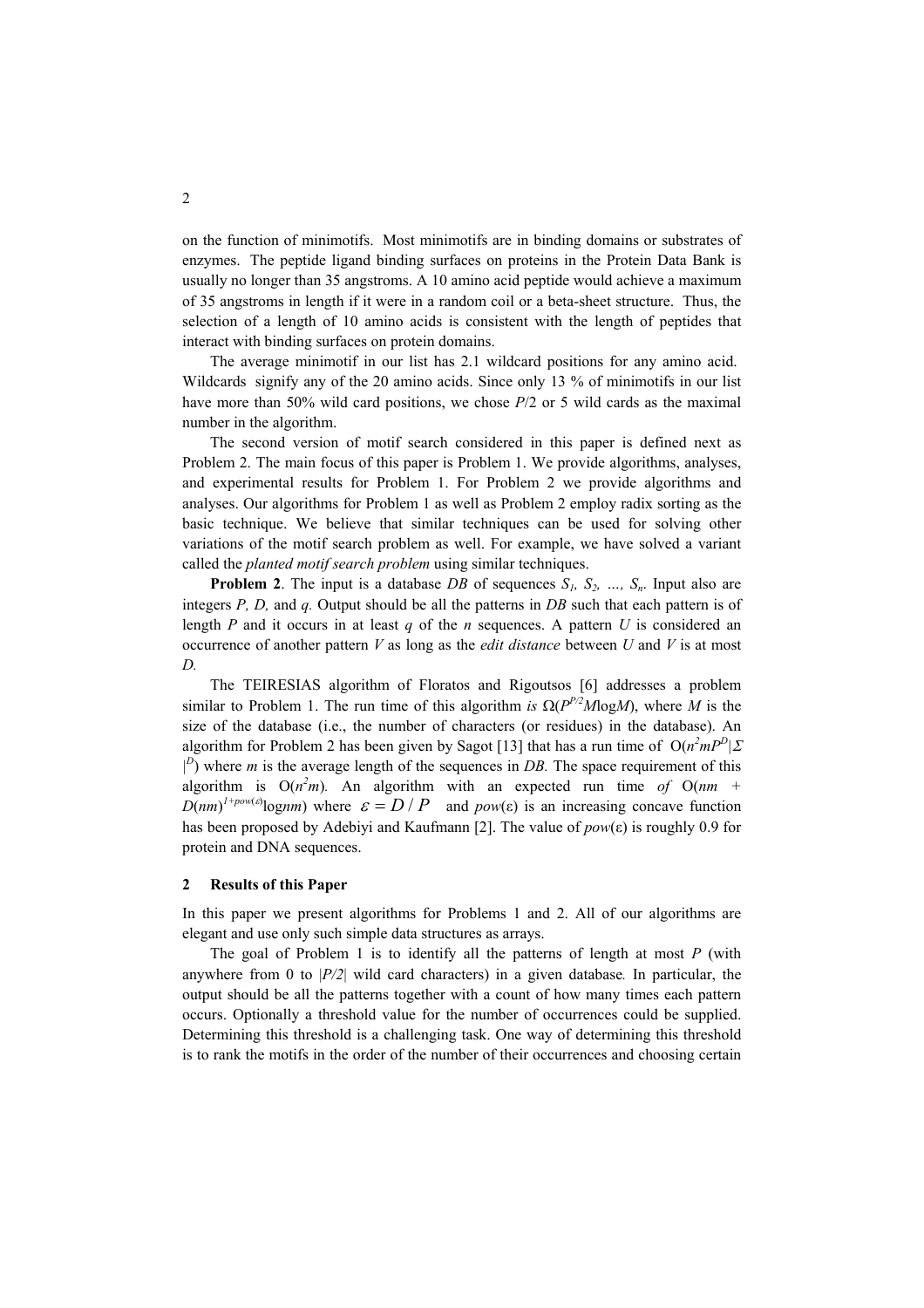on the function of minimotifs. Most minimotifs are in binding domains or substrates of enzymes. The peptide ligand binding surfaces on proteins in the Protein Data Bank is usually no longer than 35 angstroms. A 10 amino acid peptide would achieve a maximum of 35 angstroms in length if it were in a random coil or a beta-sheet structure. Thus, the selection of a length of 10 amino acids is consistent with the length of peptides that interact with binding surfaces on protein domains.

The average minimotif in our list has 2.1 wildcard positions for any amino acid. Wildcards signify any of the 20 amino acids. Since only 13 % of minimotifs in our list have more than 50% wild card positions, we chose $P/2$ or 5 wild cards as the maximal number in the algorithm.

The second version of motif search considered in this paper is defined next as Problem 2. The main focus of this paper is Problem 1. We provide algorithms, analyses, and experimental results for Problem 1. For Problem 2 we provide algorithms and analyses. Our algorithms for Problem 1 as well as Problem 2 employ radix sorting as the basic technique. We believe that similar techniques can be used for solving other variations of the motif search problem as well. For example, we have solved a variant called the *planted motif search problem* using similar techniques.

**Problem 2**. The input is a database *DB* of sequences $S_1, S_2, \ldots, S_n$. Input also are integers $P$, $D$, and $q$. Output should be all the patterns in *DB* such that each pattern is of length $P$ and it occurs in at least $q$ of the $n$ sequences. A pattern $U$ is considered an occurrence of another pattern $V$ as long as the *edit distance* between $U$ and $V$ is at most $D$.

The TEIRESIAS algorithm of Floratos and Rigoutsos [6] addresses a problem similar to Problem 1. The run time of this algorithm *is* $\Omega(P^{P/2}M\log M)$, where $M$ is the size of the database (i.e., the number of characters (or residues) in the database). An algorithm for Problem 2 has been given by Sagot [13] that has a run time of $O(n^2mP^D|\Sigma|^D)$ where $m$ is the average length of the sequences in *DB.* The space requirement of this algorithm is $O(n^2m)$. An algorithm with an expected run time *of* $O(nm + D(nm)^{1+pow(\varepsilon)}\log nm)$ where $\varepsilon = D/P$ and $pow(\varepsilon)$ is an increasing concave function has been proposed by Adebiyi and Kaufmann [2]. The value of $pow(\varepsilon)$ is roughly 0.9 for protein and DNA sequences.

## 2 Results of this Paper

In this paper we present algorithms for Problems 1 and 2. All of our algorithms are elegant and use only such simple data structures as arrays.

The goal of Problem 1 is to identify all the patterns of length at most $P$ (with anywhere from 0 to $|P/2|$ wild card characters) in a given database*.* In particular, the output should be all the patterns together with a count of how many times each pattern occurs. Optionally a threshold value for the number of occurrences could be supplied. Determining this threshold is a challenging task. One way of determining this threshold is to rank the motifs in the order of the number of their occurrences and choosing certain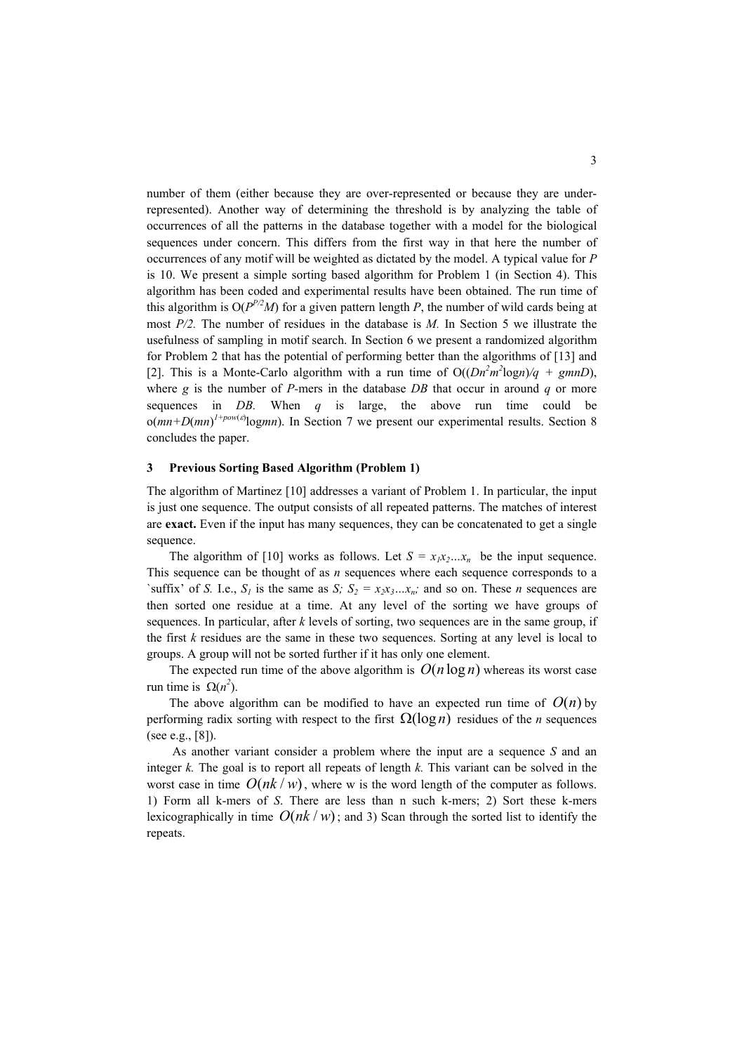number of them (either because they are over-represented or because they are under-represented). Another way of determining the threshold is by analyzing the table of occurrences of all the patterns in the database together with a model for the biological sequences under concern. This differs from the first way in that here the number of occurrences of any motif will be weighted as dictated by the model. A typical value for $P$ is 10. We present a simple sorting based algorithm for Problem 1 (in Section 4). This algorithm has been coded and experimental results have been obtained. The run time of this algorithm is $O(P^{P/2}M)$ for a given pattern length $P$, the number of wild cards being at most $P/2$. The number of residues in the database is $M$. In Section 5 we illustrate the usefulness of sampling in motif search. In Section 6 we present a randomized algorithm for Problem 2 that has the potential of performing better than the algorithms of [13] and [2]. This is a Monte-Carlo algorithm with a run time of $O((Dn^2m^2\log n)/q + gmnD)$, where $g$ is the number of $P$-mers in the database $DB$ that occur in around $q$ or more sequences in $DB$. When $q$ is large, the above run time could be $o(mn+D(mn)^{1+pow(\varepsilon)}\log mn)$. In Section 7 we present our experimental results. Section 8 concludes the paper.

## 3 Previous Sorting Based Algorithm (Problem 1)

The algorithm of Martinez [10] addresses a variant of Problem 1. In particular, the input is just one sequence. The output consists of all repeated patterns. The matches of interest are **exact.** Even if the input has many sequences, they can be concatenated to get a single sequence.

The algorithm of [10] works as follows. Let $S = x_1x_2...x_n$ be the input sequence. This sequence can be thought of as $n$ sequences where each sequence corresponds to a `suffix' of $S$. I.e., $S_1$ is the same as $S$; $S_2 = x_2x_3...x_n$; and so on. These $n$ sequences are then sorted one residue at a time. At any level of the sorting we have groups of sequences. In particular, after $k$ levels of sorting, two sequences are in the same group, if the first $k$ residues are the same in these two sequences. Sorting at any level is local to groups. A group will not be sorted further if it has only one element.

The expected run time of the above algorithm is $O(n\log n)$ whereas its worst case run time is $\Omega(n^2)$.

The above algorithm can be modified to have an expected run time of $O(n)$ by performing radix sorting with respect to the first $\Omega(\log n)$ residues of the $n$ sequences (see e.g., [8]).

As another variant consider a problem where the input are a sequence $S$ and an integer $k$. The goal is to report all repeats of length $k$. This variant can be solved in the worst case in time $O(nk/w)$, where w is the word length of the computer as follows. 1) Form all k-mers of $S$. There are less than n such k-mers; 2) Sort these k-mers lexicographically in time $O(nk/w)$; and 3) Scan through the sorted list to identify the repeats.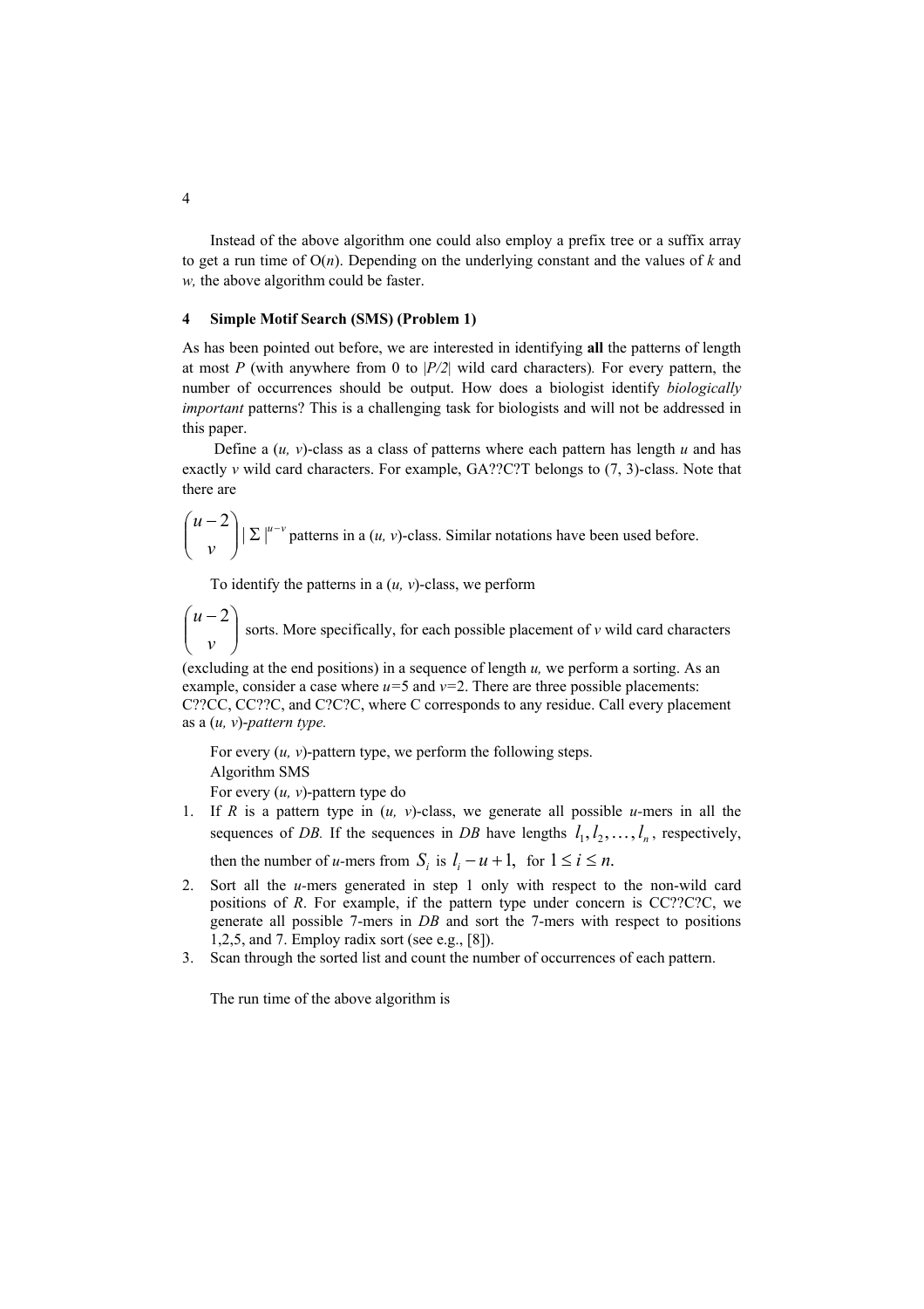Instead of the above algorithm one could also employ a prefix tree or a suffix array to get a run time of O($n$). Depending on the underlying constant and the values of $k$ and $w$, the above algorithm could be faster.

## 4 Simple Motif Search (SMS) (Problem 1)

As has been pointed out before, we are interested in identifying **all** the patterns of length at most $P$ (with anywhere from 0 to $|P/2|$ wild card characters). For every pattern, the number of occurrences should be output. How does a biologist identify *biologically important* patterns? This is a challenging task for biologists and will not be addressed in this paper.

Define a $(u, v)$-class as a class of patterns where each pattern has length $u$ and has exactly $v$ wild card characters. For example, GA??C?T belongs to (7, 3)-class. Note that there are

$\binom{u-2}{v} |\Sigma|^{u-v}$ patterns in a $(u, v)$-class. Similar notations have been used before.

To identify the patterns in a $(u, v)$-class, we perform

$\binom{u-2}{v}$ sorts. More specifically, for each possible placement of $v$ wild card characters (excluding at the end positions) in a sequence of length $u$, we perform a sorting. As an example, consider a case where $u$=5 and $v$=2. There are three possible placements: C??CC, CC??C, and C?C?C, where C corresponds to any residue. Call every placement as a *(u, v)-pattern type.*

For every $(u, v)$-pattern type, we perform the following steps.

Algorithm SMS

For every $(u, v)$-pattern type do

1. If $R$ is a pattern type in $(u, v)$-class, we generate all possible $u$-mers in all the sequences of $DB$. If the sequences in $DB$ have lengths $l_1, l_2, \ldots, l_n$, respectively, then the number of $u$-mers from $S_i$ is $l_i - u + 1$, for $1 \le i \le n$.
2. Sort all the $u$-mers generated in step 1 only with respect to the non-wild card positions of $R$. For example, if the pattern type under concern is CC??C?C, we generate all possible 7-mers in $DB$ and sort the 7-mers with respect to positions 1,2,5, and 7. Employ radix sort (see e.g., [8]).
3. Scan through the sorted list and count the number of occurrences of each pattern.

The run time of the above algorithm is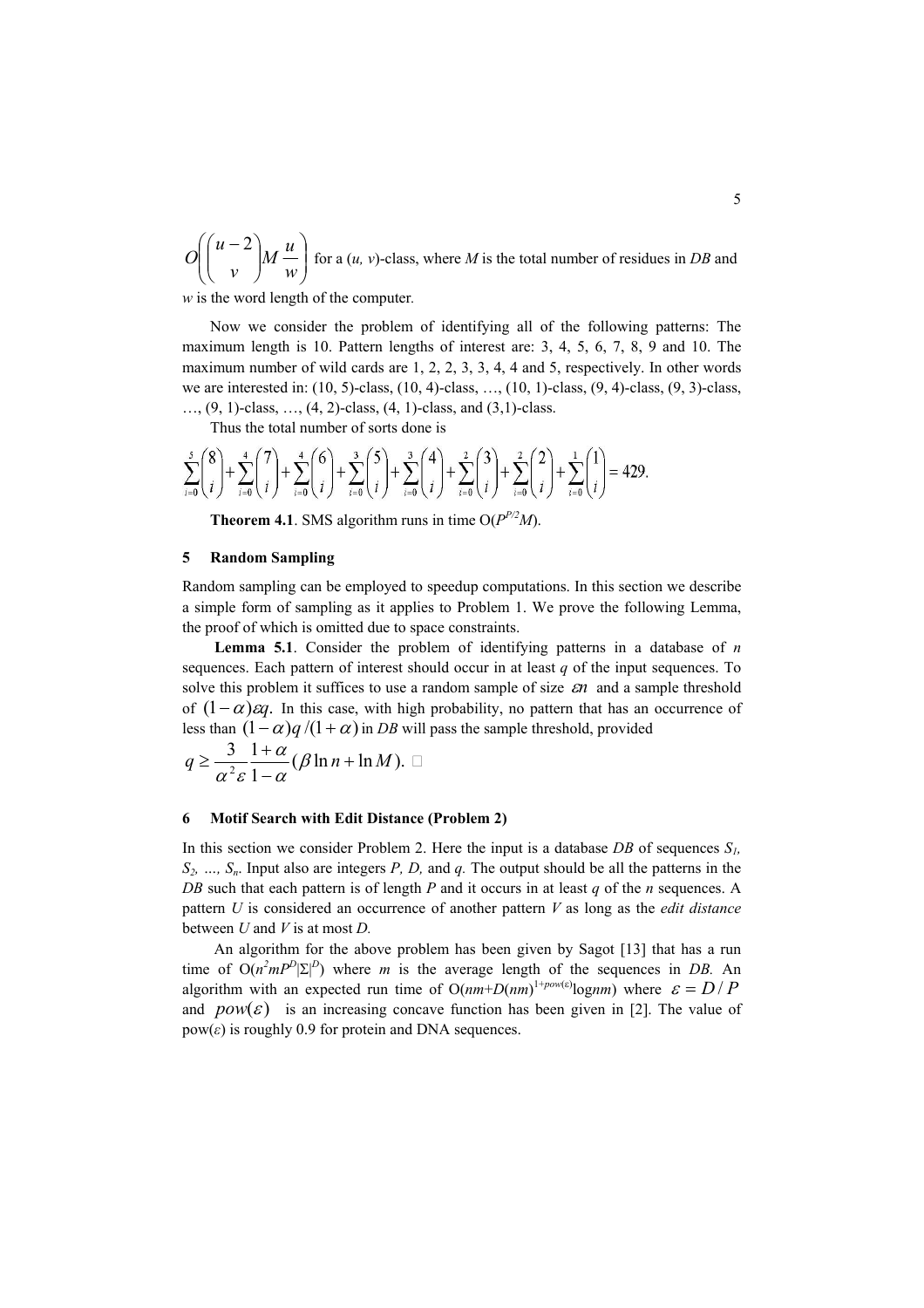$O\left(\binom{u-2}{v} M \frac{u}{w}\right)$ for a (*u, v*)-class, where *M* is the total number of residues in *DB* and *w* is the word length of the computer.

Now we consider the problem of identifying all of the following patterns: The maximum length is 10. Pattern lengths of interest are: 3, 4, 5, 6, 7, 8, 9 and 10. The maximum number of wild cards are 1, 2, 2, 3, 3, 4, 4 and 5, respectively. In other words we are interested in: (10, 5)-class, (10, 4)-class, …, (10, 1)-class, (9, 4)-class, (9, 3)-class, …, (9, 1)-class, …, (4, 2)-class, (4, 1)-class, and (3,1)-class.

Thus the total number of sorts done is

$$\sum_{i=0}^{5}\binom{8}{i}+\sum_{i=0}^{4}\binom{7}{i}+\sum_{i=0}^{4}\binom{6}{i}+\sum_{i=0}^{3}\binom{5}{i}+\sum_{i=0}^{3}\binom{4}{i}+\sum_{i=0}^{2}\binom{3}{i}+\sum_{i=0}^{2}\binom{2}{i}+\sum_{i=0}^{1}\binom{1}{i}=429.$$

**Theorem 4.1**. SMS algorithm runs in time $O(P^{P/2}M)$.

## 5 Random Sampling

Random sampling can be employed to speedup computations. In this section we describe a simple form of sampling as it applies to Problem 1. We prove the following Lemma, the proof of which is omitted due to space constraints.

**Lemma 5.1**. Consider the problem of identifying patterns in a database of *n* sequences. Each pattern of interest should occur in at least *q* of the input sequences. To solve this problem it suffices to use a random sample of size $\varepsilon n$ and a sample threshold of $(1-\alpha)\varepsilon q$. In this case, with high probability, no pattern that has an occurrence of less than $(1-\alpha)q/(1+\alpha)$ in *DB* will pass the sample threshold, provided

$$q \geq \frac{3}{\alpha^2 \varepsilon}\frac{1+\alpha}{1-\alpha}(\beta \ln n + \ln M). \ \square$$

## 6 Motif Search with Edit Distance (Problem 2)

In this section we consider Problem 2. Here the input is a database *DB* of sequences $S_1, S_2, \ldots, S_n$. Input also are integers *P, D,* and *q.* The output should be all the patterns in the *DB* such that each pattern is of length *P* and it occurs in at least *q* of the *n* sequences. A pattern *U* is considered an occurrence of another pattern *V* as long as the *edit distance* between *U* and *V* is at most *D.*

An algorithm for the above problem has been given by Sagot [13] that has a run time of $O(n^2 m P^D |\Sigma|^D)$ where *m* is the average length of the sequences in *DB.* An algorithm with an expected run time of $O(nm + D(nm)^{1+pow(\varepsilon)} \log nm)$ where $\varepsilon = D/P$ and $pow(\varepsilon)$ is an increasing concave function has been given in [2]. The value of $pow(\varepsilon)$ is roughly 0.9 for protein and DNA sequences.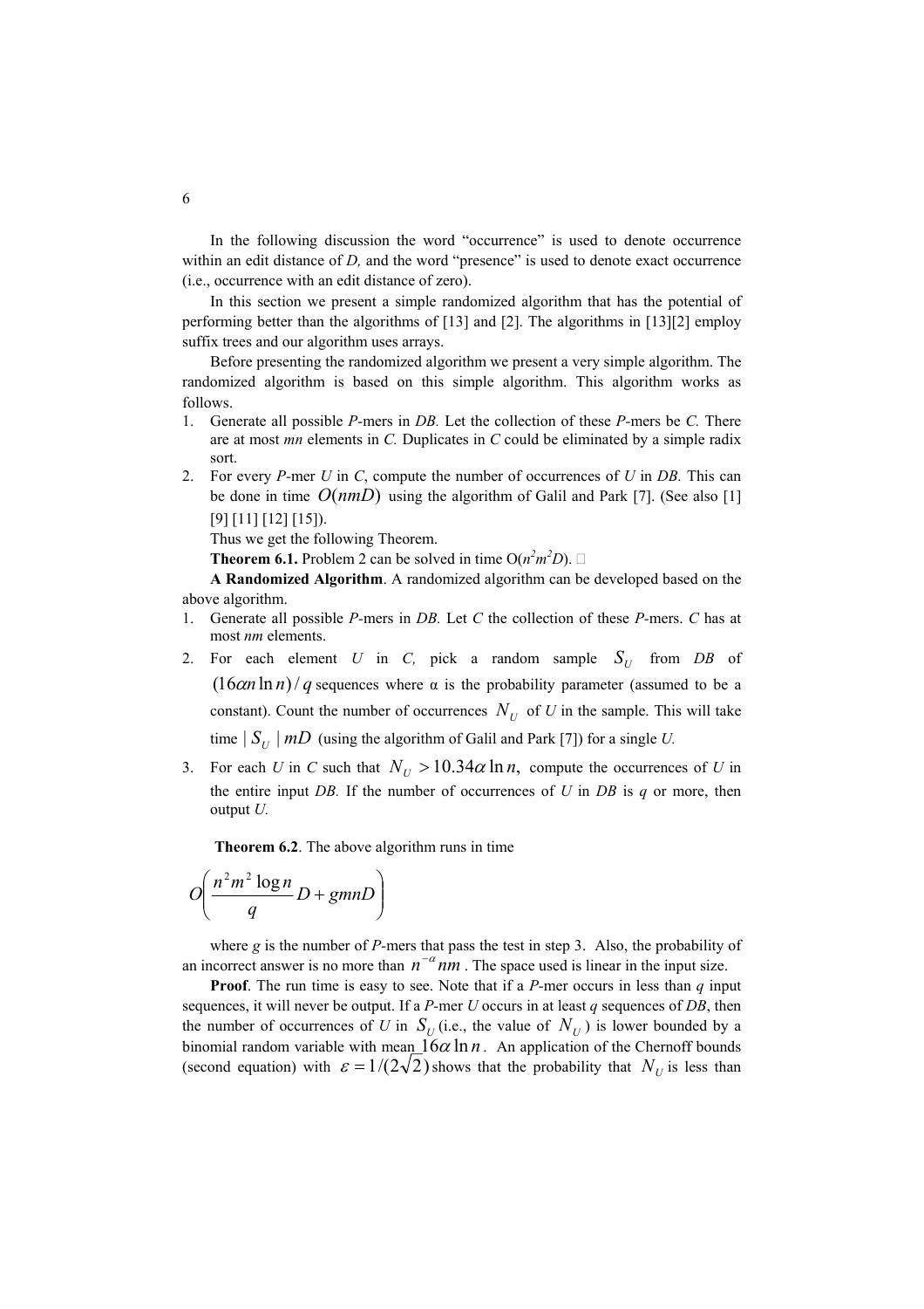In the following discussion the word "occurrence" is used to denote occurrence within an edit distance of *D,* and the word "presence" is used to denote exact occurrence (i.e., occurrence with an edit distance of zero).

In this section we present a simple randomized algorithm that has the potential of performing better than the algorithms of [13] and [2]. The algorithms in [13][2] employ suffix trees and our algorithm uses arrays.

Before presenting the randomized algorithm we present a very simple algorithm. The randomized algorithm is based on this simple algorithm. This algorithm works as follows.

1. Generate all possible *P*-mers in *DB.* Let the collection of these *P*-mers be *C.* There are at most *mn* elements in *C.* Duplicates in *C* could be eliminated by a simple radix sort.
2. For every *P*-mer *U* in *C*, compute the number of occurrences of *U* in *DB.* This can be done in time $O(nmD)$ using the algorithm of Galil and Park [7]. (See also [1] [9] [11] [12] [15]).

Thus we get the following Theorem.

**Theorem 6.1.** Problem 2 can be solved in time $O(n^2m^2D)$. □

**A Randomized Algorithm**. A randomized algorithm can be developed based on the above algorithm.

1. Generate all possible *P*-mers in *DB.* Let *C* the collection of these *P*-mers. *C* has at most *nm* elements.
2. For each element *U* in *C,* pick a random sample $S_U$ from *DB* of $(16\alpha n \ln n)/q$ sequences where α is the probability parameter (assumed to be a constant). Count the number of occurrences $N_U$ of *U* in the sample. This will take time $|S_U| mD$ (using the algorithm of Galil and Park [7]) for a single *U.*
3. For each *U* in *C* such that $N_U > 10.34\alpha \ln n,$ compute the occurrences of *U* in the entire input *DB.* If the number of occurrences of *U* in *DB* is *q* or more, then output *U.*

**Theorem 6.2**. The above algorithm runs in time

$$O\left(\frac{n^2 m^2 \log n}{q} D + gmnD\right)$$

where *g* is the number of *P*-mers that pass the test in step 3. Also, the probability of an incorrect answer is no more than $n^{-\alpha}nm$ . The space used is linear in the input size.

**Proof**. The run time is easy to see. Note that if a *P*-mer occurs in less than *q* input sequences, it will never be output. If a *P*-mer *U* occurs in at least *q* sequences of *DB*, then the number of occurrences of *U* in $S_U$ (i.e., the value of $N_U$ ) is lower bounded by a binomial random variable with mean $16\alpha \ln n$ . An application of the Chernoff bounds (second equation) with $\varepsilon = 1/(2\sqrt{2})$ shows that the probability that $N_U$ is less than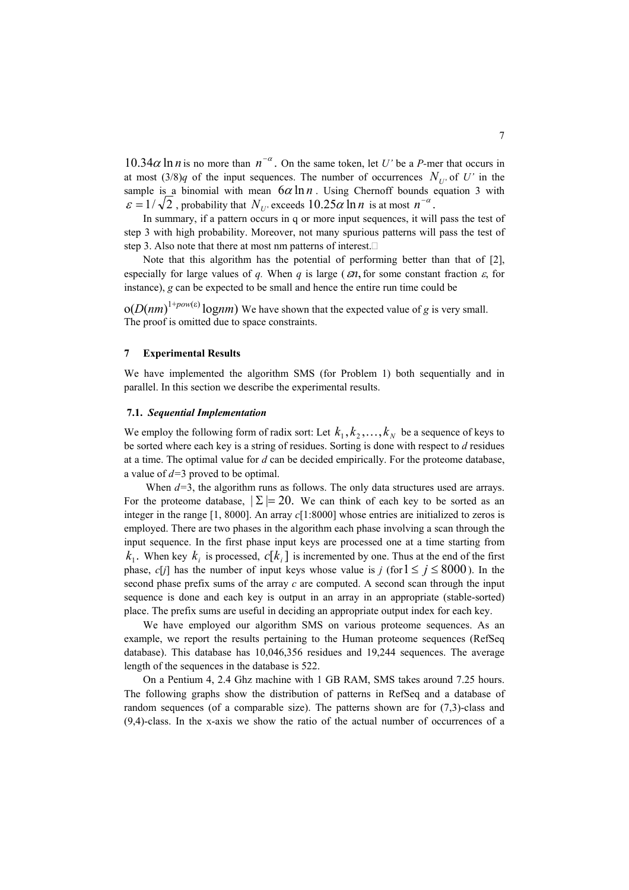$10.34\alpha \ln n$ is no more than $n^{-\alpha}$. On the same token, let *U'* be a *P*-mer that occurs in at most (3/8)*q* of the input sequences. The number of occurrences $N_{U'}$ of *U'* in the sample is a binomial with mean $6\alpha \ln n$. Using Chernoff bounds equation 3 with $\varepsilon = 1/\sqrt{2}$, probability that $N_{U'}$ exceeds $10.25\alpha \ln n$ is at most $n^{-\alpha}$.

In summary, if a pattern occurs in q or more input sequences, it will pass the test of step 3 with high probability. Moreover, not many spurious patterns will pass the test of step 3. Also note that there at most nm patterns of interest.□

Note that this algorithm has the potential of performing better than that of [2], especially for large values of *q*. When *q* is large ($\varepsilon n$, for some constant fraction $\varepsilon$, for instance), *g* can be expected to be small and hence the entire run time could be

$o(D(nm)^{1+pow(\varepsilon)} \log nm)$ We have shown that the expected value of *g* is very small. The proof is omitted due to space constraints.

## 7 Experimental Results

We have implemented the algorithm SMS (for Problem 1) both sequentially and in parallel. In this section we describe the experimental results.

### 7.1. *Sequential Implementation*

We employ the following form of radix sort: Let $k_1, k_2, \ldots, k_N$ be a sequence of keys to be sorted where each key is a string of residues. Sorting is done with respect to *d* residues at a time. The optimal value for *d* can be decided empirically. For the proteome database, a value of *d*=3 proved to be optimal.

When *d*=3, the algorithm runs as follows. The only data structures used are arrays. For the proteome database, $|\Sigma| = 20.$ We can think of each key to be sorted as an integer in the range [1, 8000]. An array *c*[1:8000] whose entries are initialized to zeros is employed. There are two phases in the algorithm each phase involving a scan through the input sequence. In the first phase input keys are processed one at a time starting from $k_1$. When key $k_i$ is processed, $c[k_i]$ is incremented by one. Thus at the end of the first phase, *c*[*j*] has the number of input keys whose value is *j* (for $1 \le j \le 8000$). In the second phase prefix sums of the array *c* are computed. A second scan through the input sequence is done and each key is output in an array in an appropriate (stable-sorted) place. The prefix sums are useful in deciding an appropriate output index for each key.

We have employed our algorithm SMS on various proteome sequences. As an example, we report the results pertaining to the Human proteome sequences (RefSeq database). This database has 10,046,356 residues and 19,244 sequences. The average length of the sequences in the database is 522.

On a Pentium 4, 2.4 Ghz machine with 1 GB RAM, SMS takes around 7.25 hours. The following graphs show the distribution of patterns in RefSeq and a database of random sequences (of a comparable size). The patterns shown are for (7,3)-class and (9,4)-class. In the x-axis we show the ratio of the actual number of occurrences of a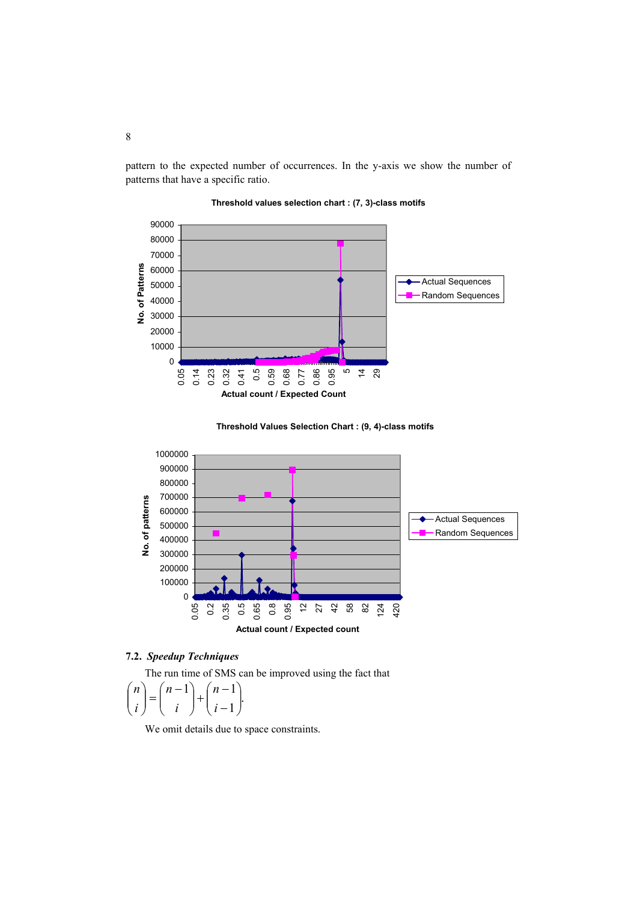pattern to the expected number of occurrences. In the y-axis we show the number of patterns that have a specific ratio.

**Threshold values selection chart : (7, 3)-class motifs**

**Threshold Values Selection Chart : (9, 4)-class motifs**

### 7.2. *Speedup Techniques*

The run time of SMS can be improved using the fact that

$$\binom{n}{i} = \binom{n-1}{i} + \binom{n-1}{i-1}.$$

We omit details due to space constraints.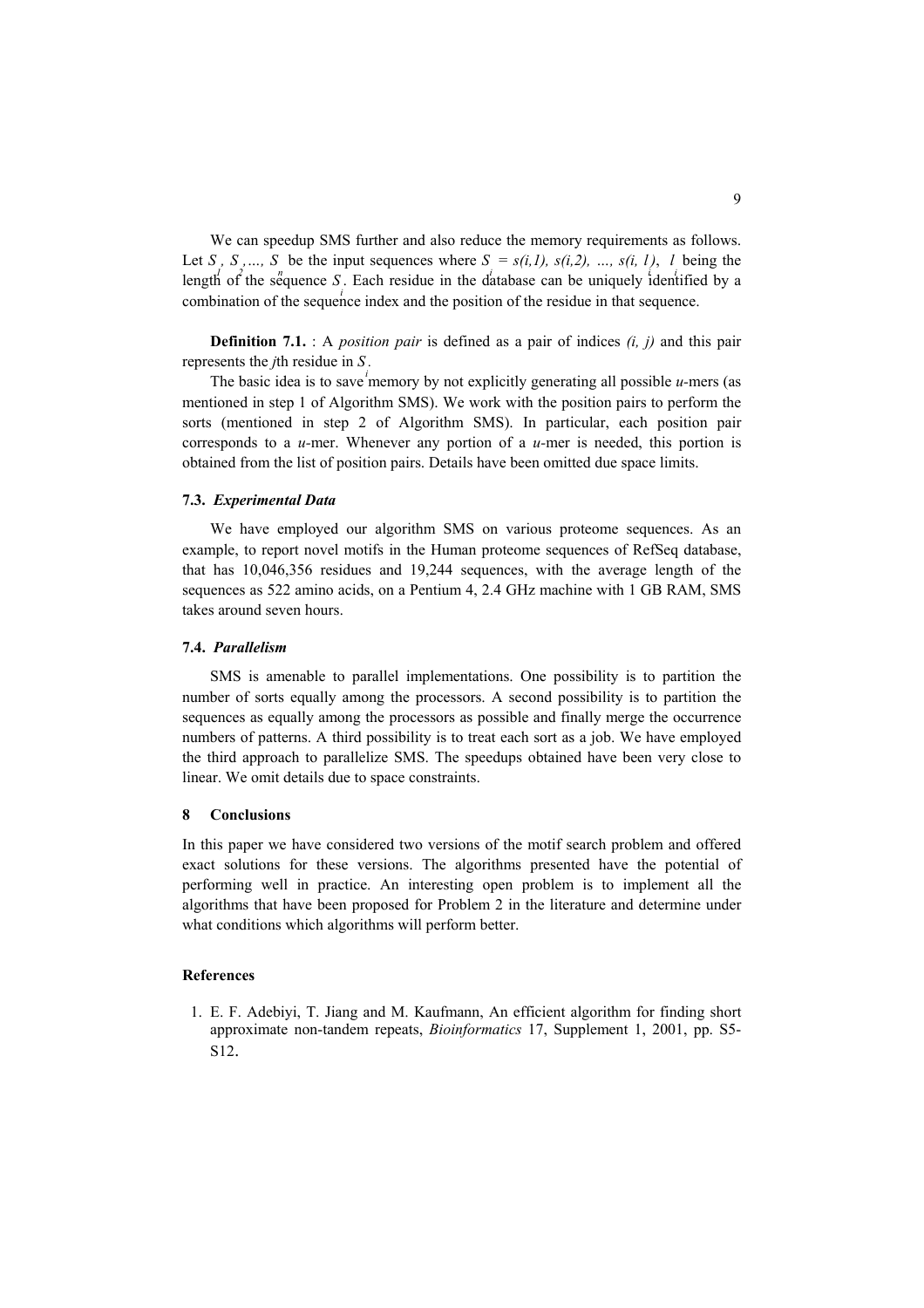We can speedup SMS further and also reduce the memory requirements as follows. Let $S_1, S_2, \ldots, S_n$ be the input sequences where $S_i = s(i,1), s(i,2), \ldots, s(i, l_i)$, $l_i$ being the length of the sequence $S_i$. Each residue in the database can be uniquely identified by a combination of the sequence index and the position of the residue in that sequence.

**Definition 7.1.** : A *position pair* is defined as a pair of indices *(i, j)* and this pair represents the *j*th residue in $S_i$.

The basic idea is to save memory by not explicitly generating all possible *u*-mers (as mentioned in step 1 of Algorithm SMS). We work with the position pairs to perform the sorts (mentioned in step 2 of Algorithm SMS). In particular, each position pair corresponds to a *u*-mer. Whenever any portion of a *u*-mer is needed, this portion is obtained from the list of position pairs. Details have been omitted due space limits.

### 7.3. *Experimental Data*

We have employed our algorithm SMS on various proteome sequences. As an example, to report novel motifs in the Human proteome sequences of RefSeq database, that has 10,046,356 residues and 19,244 sequences, with the average length of the sequences as 522 amino acids, on a Pentium 4, 2.4 GHz machine with 1 GB RAM, SMS takes around seven hours.

### 7.4. *Parallelism*

SMS is amenable to parallel implementations. One possibility is to partition the number of sorts equally among the processors. A second possibility is to partition the sequences as equally among the processors as possible and finally merge the occurrence numbers of patterns. A third possibility is to treat each sort as a job. We have employed the third approach to parallelize SMS. The speedups obtained have been very close to linear. We omit details due to space constraints.

## 8 Conclusions

In this paper we have considered two versions of the motif search problem and offered exact solutions for these versions. The algorithms presented have the potential of performing well in practice. An interesting open problem is to implement all the algorithms that have been proposed for Problem 2 in the literature and determine under what conditions which algorithms will perform better.

## References

1. E. F. Adebiyi, T. Jiang and M. Kaufmann, An efficient algorithm for finding short approximate non-tandem repeats, *Bioinformatics* 17, Supplement 1, 2001, pp. S5-S12.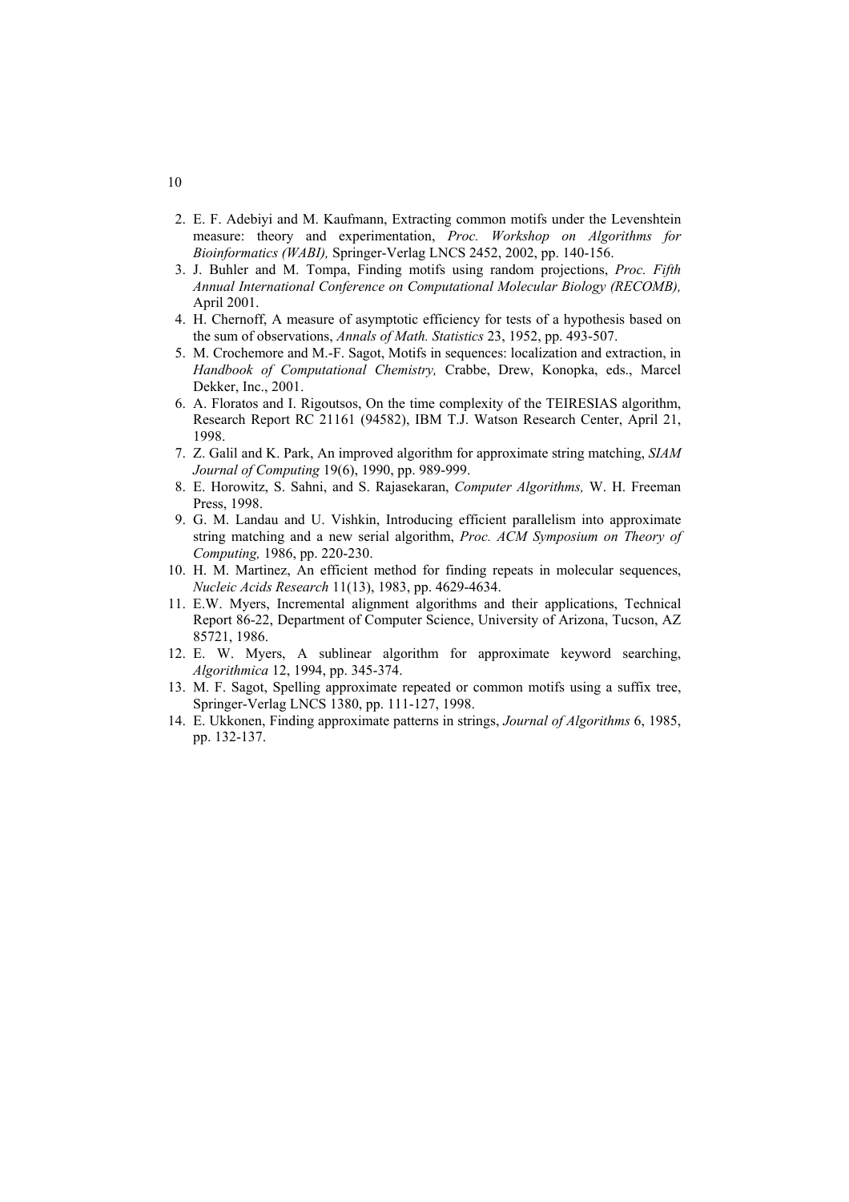2. E. F. Adebiyi and M. Kaufmann, Extracting common motifs under the Levenshtein measure: theory and experimentation, *Proc. Workshop on Algorithms for Bioinformatics (WABI),* Springer-Verlag LNCS 2452, 2002, pp. 140-156.
3. J. Buhler and M. Tompa, Finding motifs using random projections, *Proc. Fifth Annual International Conference on Computational Molecular Biology (RECOMB),* April 2001.
4. H. Chernoff, A measure of asymptotic efficiency for tests of a hypothesis based on the sum of observations, *Annals of Math. Statistics* 23, 1952, pp. 493-507.
5. M. Crochemore and M.-F. Sagot, Motifs in sequences: localization and extraction, in *Handbook of Computational Chemistry,* Crabbe, Drew, Konopka, eds., Marcel Dekker, Inc., 2001.
6. A. Floratos and I. Rigoutsos, On the time complexity of the TEIRESIAS algorithm, Research Report RC 21161 (94582), IBM T.J. Watson Research Center, April 21, 1998.
7. Z. Galil and K. Park, An improved algorithm for approximate string matching, *SIAM Journal of Computing* 19(6), 1990, pp. 989-999.
8. E. Horowitz, S. Sahni, and S. Rajasekaran, *Computer Algorithms,* W. H. Freeman Press, 1998.
9. G. M. Landau and U. Vishkin, Introducing efficient parallelism into approximate string matching and a new serial algorithm, *Proc. ACM Symposium on Theory of Computing,* 1986, pp. 220-230.
10. H. M. Martinez, An efficient method for finding repeats in molecular sequences, *Nucleic Acids Research* 11(13), 1983, pp. 4629-4634.
11. E.W. Myers, Incremental alignment algorithms and their applications, Technical Report 86-22, Department of Computer Science, University of Arizona, Tucson, AZ 85721, 1986.
12. E. W. Myers, A sublinear algorithm for approximate keyword searching, *Algorithmica* 12, 1994, pp. 345-374.
13. M. F. Sagot, Spelling approximate repeated or common motifs using a suffix tree, Springer-Verlag LNCS 1380, pp. 111-127, 1998.
14. E. Ukkonen, Finding approximate patterns in strings, *Journal of Algorithms* 6, 1985, pp. 132-137.